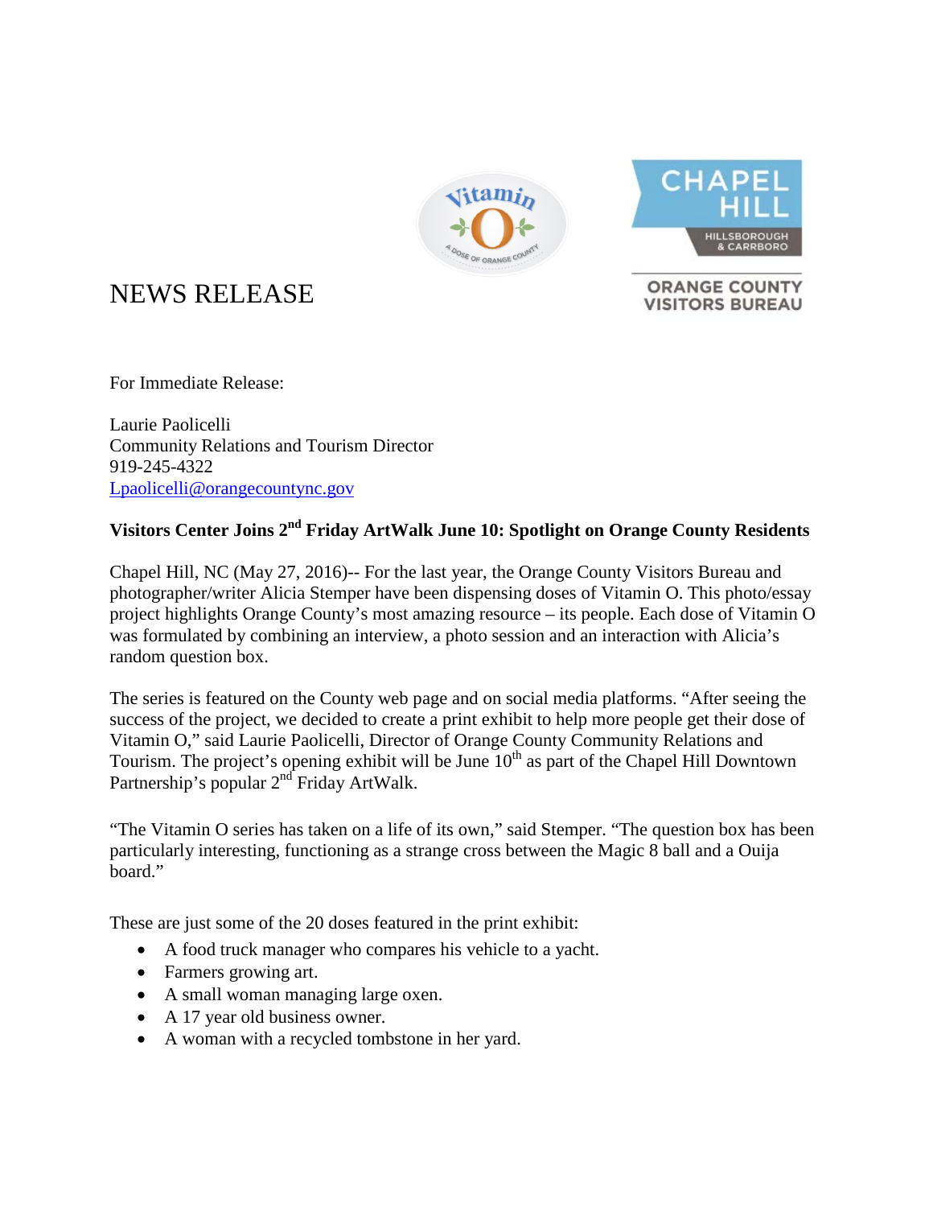# NEWS RELEASE

For Immediate Release:

Laurie Paolicelli
Community Relations and Tourism Director
919-245-4322
Lpaolicelli@orangecountync.gov

**Visitors Center Joins 2nd Friday ArtWalk June 10: Spotlight on Orange County Residents**

Chapel Hill, NC (May 27, 2016)-- For the last year, the Orange County Visitors Bureau and photographer/writer Alicia Stemper have been dispensing doses of Vitamin O. This photo/essay project highlights Orange County's most amazing resource – its people. Each dose of Vitamin O was formulated by combining an interview, a photo session and an interaction with Alicia's random question box.

The series is featured on the County web page and on social media platforms. "After seeing the success of the project, we decided to create a print exhibit to help more people get their dose of Vitamin O," said Laurie Paolicelli, Director of Orange County Community Relations and Tourism. The project's opening exhibit will be June 10th as part of the Chapel Hill Downtown Partnership's popular 2nd Friday ArtWalk.

"The Vitamin O series has taken on a life of its own," said Stemper. "The question box has been particularly interesting, functioning as a strange cross between the Magic 8 ball and a Ouija board."

These are just some of the 20 doses featured in the print exhibit:

- A food truck manager who compares his vehicle to a yacht.
- Farmers growing art.
- A small woman managing large oxen.
- A 17 year old business owner.
- A woman with a recycled tombstone in her yard.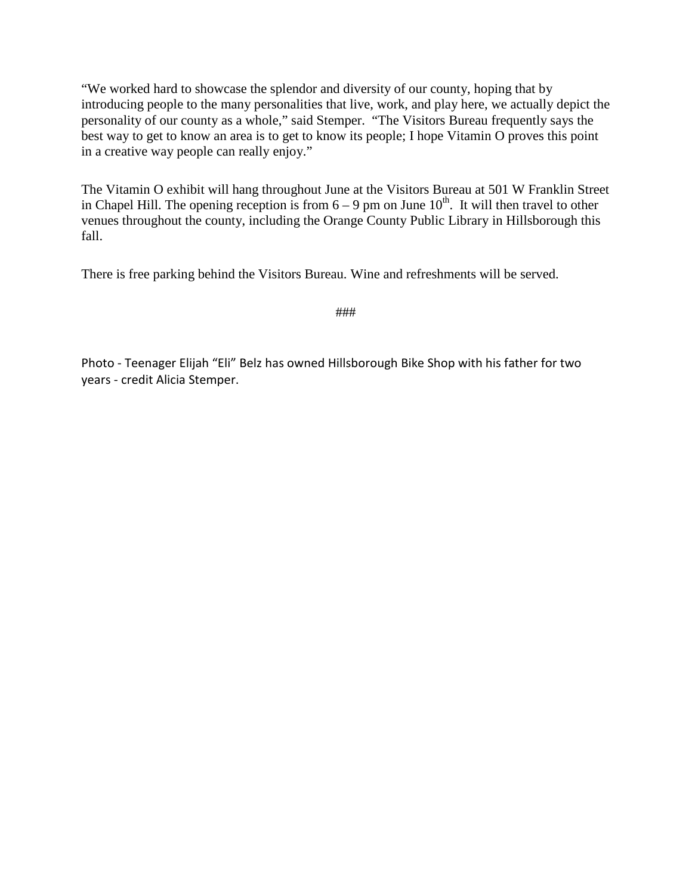"We worked hard to showcase the splendor and diversity of our county, hoping that by introducing people to the many personalities that live, work, and play here, we actually depict the personality of our county as a whole," said Stemper. "The Visitors Bureau frequently says the best way to get to know an area is to get to know its people; I hope Vitamin O proves this point in a creative way people can really enjoy."

The Vitamin O exhibit will hang throughout June at the Visitors Bureau at 501 W Franklin Street in Chapel Hill. The opening reception is from 6 – 9 pm on June 10th. It will then travel to other venues throughout the county, including the Orange County Public Library in Hillsborough this fall.

There is free parking behind the Visitors Bureau. Wine and refreshments will be served.

###

Photo - Teenager Elijah "Eli" Belz has owned Hillsborough Bike Shop with his father for two years - credit Alicia Stemper.